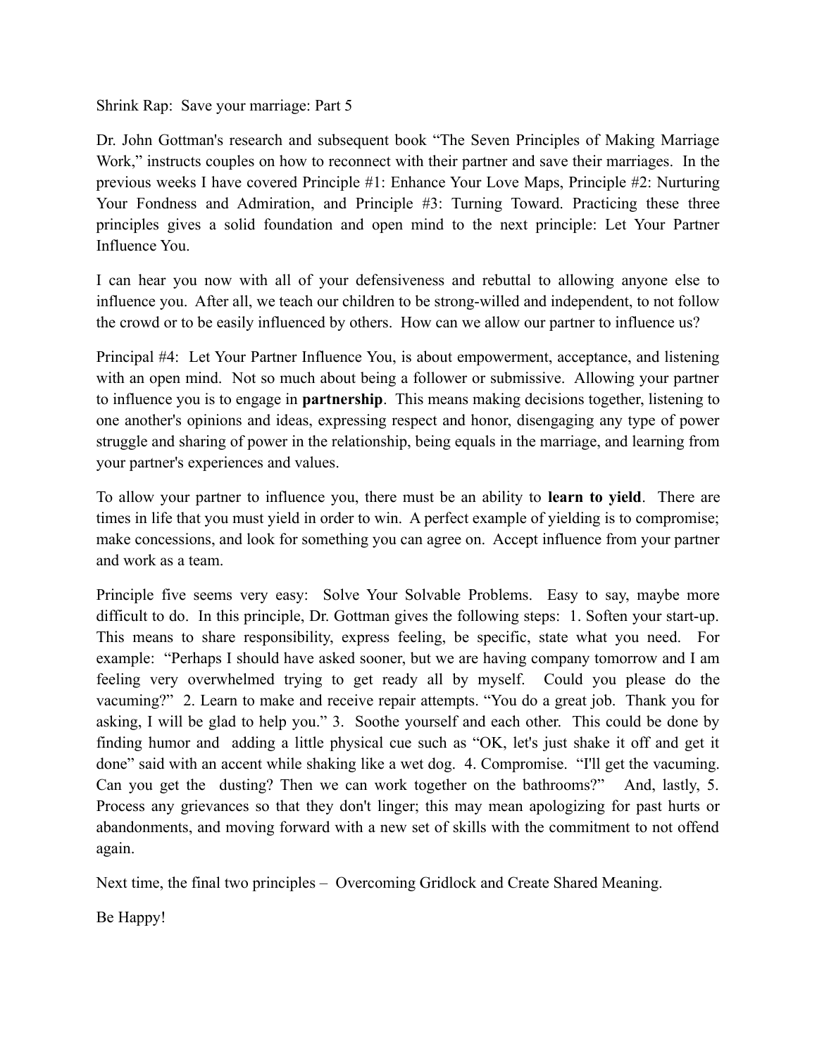Shrink Rap: Save your marriage: Part 5

Dr. John Gottman's research and subsequent book "The Seven Principles of Making Marriage Work," instructs couples on how to reconnect with their partner and save their marriages. In the previous weeks I have covered Principle #1: Enhance Your Love Maps, Principle #2: Nurturing Your Fondness and Admiration, and Principle #3: Turning Toward. Practicing these three principles gives a solid foundation and open mind to the next principle: Let Your Partner Influence You.

I can hear you now with all of your defensiveness and rebuttal to allowing anyone else to influence you. After all, we teach our children to be strong-willed and independent, to not follow the crowd or to be easily influenced by others. How can we allow our partner to influence us?

Principal #4: Let Your Partner Influence You, is about empowerment, acceptance, and listening with an open mind. Not so much about being a follower or submissive. Allowing your partner to influence you is to engage in **partnership**. This means making decisions together, listening to one another's opinions and ideas, expressing respect and honor, disengaging any type of power struggle and sharing of power in the relationship, being equals in the marriage, and learning from your partner's experiences and values.

To allow your partner to influence you, there must be an ability to **learn to yield**. There are times in life that you must yield in order to win. A perfect example of yielding is to compromise; make concessions, and look for something you can agree on. Accept influence from your partner and work as a team.

Principle five seems very easy: Solve Your Solvable Problems. Easy to say, maybe more difficult to do. In this principle, Dr. Gottman gives the following steps: 1. Soften your start-up. This means to share responsibility, express feeling, be specific, state what you need. For example: "Perhaps I should have asked sooner, but we are having company tomorrow and I am feeling very overwhelmed trying to get ready all by myself. Could you please do the vacuming?" 2. Learn to make and receive repair attempts. "You do a great job. Thank you for asking, I will be glad to help you." 3. Soothe yourself and each other. This could be done by finding humor and adding a little physical cue such as "OK, let's just shake it off and get it done" said with an accent while shaking like a wet dog. 4. Compromise. "I'll get the vacuming. Can you get the dusting? Then we can work together on the bathrooms?" And, lastly, 5. Process any grievances so that they don't linger; this may mean apologizing for past hurts or abandonments, and moving forward with a new set of skills with the commitment to not offend again.

Next time, the final two principles – Overcoming Gridlock and Create Shared Meaning.

Be Happy!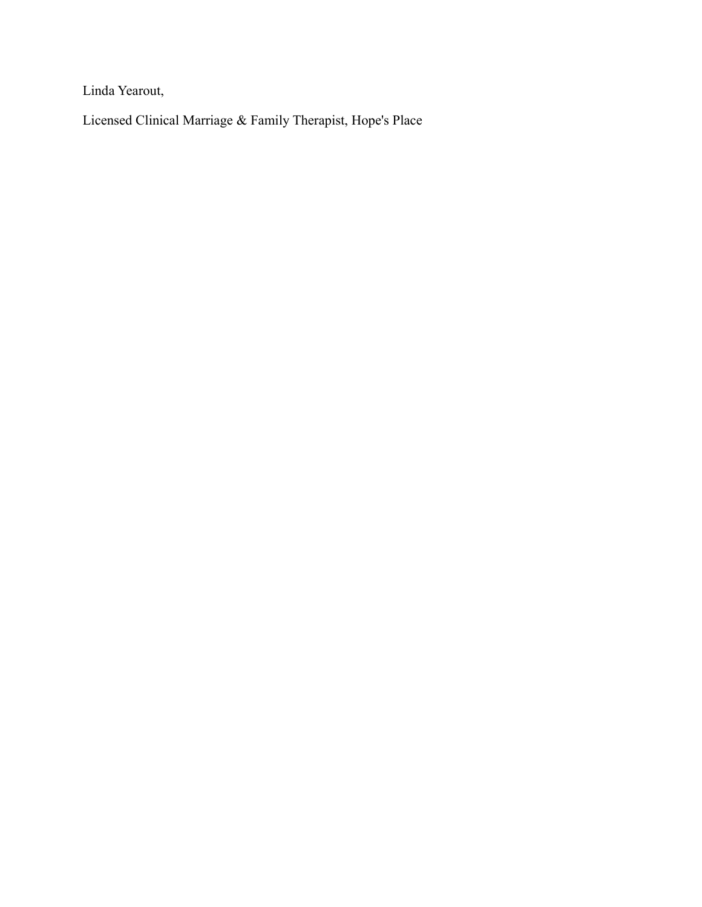Linda Yearout,

Licensed Clinical Marriage & Family Therapist, Hope's Place